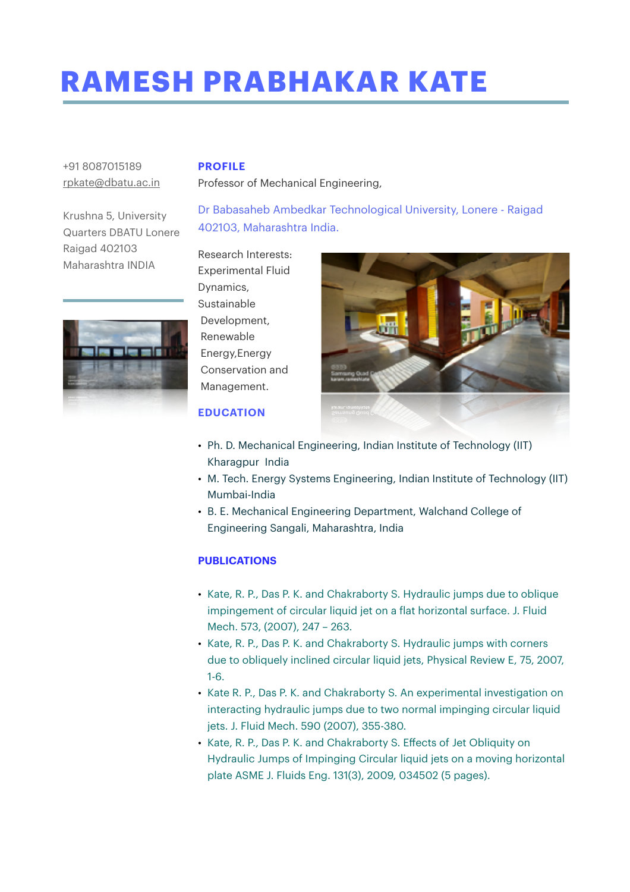# RAMESH PRABHAKAR KATE

+91 8087015189
rpkate@dbatu.ac.in

Krushna 5, University Quarters DBATU Lonere Raigad 402103 Maharashtra INDIA

## PROFILE

Professor of Mechanical Engineering,

Dr Babasaheb Ambedkar Technological University, Lonere - Raigad 402103, Maharashtra India.

Research Interests: Experimental Fluid Dynamics, Sustainable Development, Renewable Energy,Energy Conservation and Management.

## EDUCATION

- Ph. D. Mechanical Engineering, Indian Institute of Technology (IIT) Kharagpur India
- M. Tech. Energy Systems Engineering, Indian Institute of Technology (IIT) Mumbai-India
- B. E. Mechanical Engineering Department, Walchand College of Engineering Sangali, Maharashtra, India

## PUBLICATIONS

- Kate, R. P., Das P. K. and Chakraborty S. Hydraulic jumps due to oblique impingement of circular liquid jet on a flat horizontal surface. J. Fluid Mech. 573, (2007), 247 – 263.
- Kate, R. P., Das P. K. and Chakraborty S. Hydraulic jumps with corners due to obliquely inclined circular liquid jets, Physical Review E, 75, 2007, 1-6.
- Kate R. P., Das P. K. and Chakraborty S. An experimental investigation on interacting hydraulic jumps due to two normal impinging circular liquid jets. J. Fluid Mech. 590 (2007), 355-380.
- Kate, R. P., Das P. K. and Chakraborty S. Effects of Jet Obliquity on Hydraulic Jumps of Impinging Circular liquid jets on a moving horizontal plate ASME J. Fluids Eng. 131(3), 2009, 034502 (5 pages).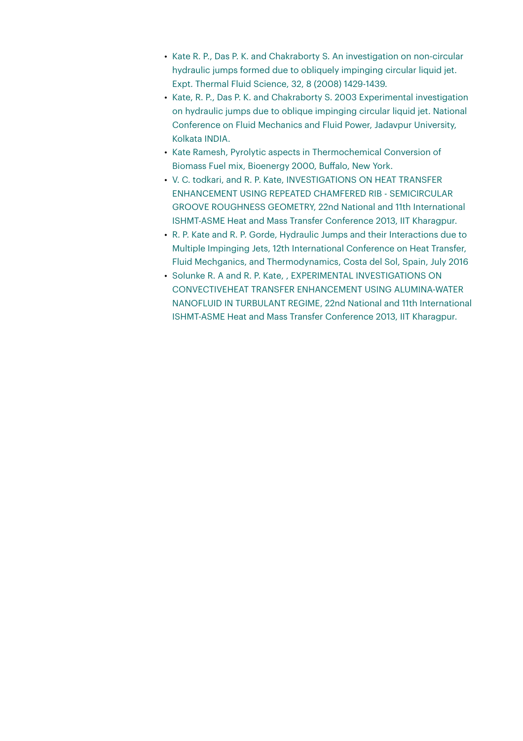- Kate R. P., Das P. K. and Chakraborty S. An investigation on non-circular hydraulic jumps formed due to obliquely impinging circular liquid jet. Expt. Thermal Fluid Science, 32, 8 (2008) 1429-1439.
- Kate, R. P., Das P. K. and Chakraborty S. 2003 Experimental investigation on hydraulic jumps due to oblique impinging circular liquid jet. National Conference on Fluid Mechanics and Fluid Power, Jadavpur University, Kolkata INDIA.
- Kate Ramesh, Pyrolytic aspects in Thermochemical Conversion of Biomass Fuel mix, Bioenergy 2000, Buffalo, New York.
- V. C. todkari, and R. P. Kate, INVESTIGATIONS ON HEAT TRANSFER ENHANCEMENT USING REPEATED CHAMFERED RIB - SEMICIRCULAR GROOVE ROUGHNESS GEOMETRY, 22nd National and 11th International ISHMT-ASME Heat and Mass Transfer Conference 2013, IIT Kharagpur.
- R. P. Kate and R. P. Gorde, Hydraulic Jumps and their Interactions due to Multiple Impinging Jets, 12th International Conference on Heat Transfer, Fluid Mechganics, and Thermodynamics, Costa del Sol, Spain, July 2016
- Solunke R. A and R. P. Kate, , EXPERIMENTAL INVESTIGATIONS ON CONVECTIVEHEAT TRANSFER ENHANCEMENT USING ALUMINA-WATER NANOFLUID IN TURBULANT REGIME, 22nd National and 11th International ISHMT-ASME Heat and Mass Transfer Conference 2013, IIT Kharagpur.